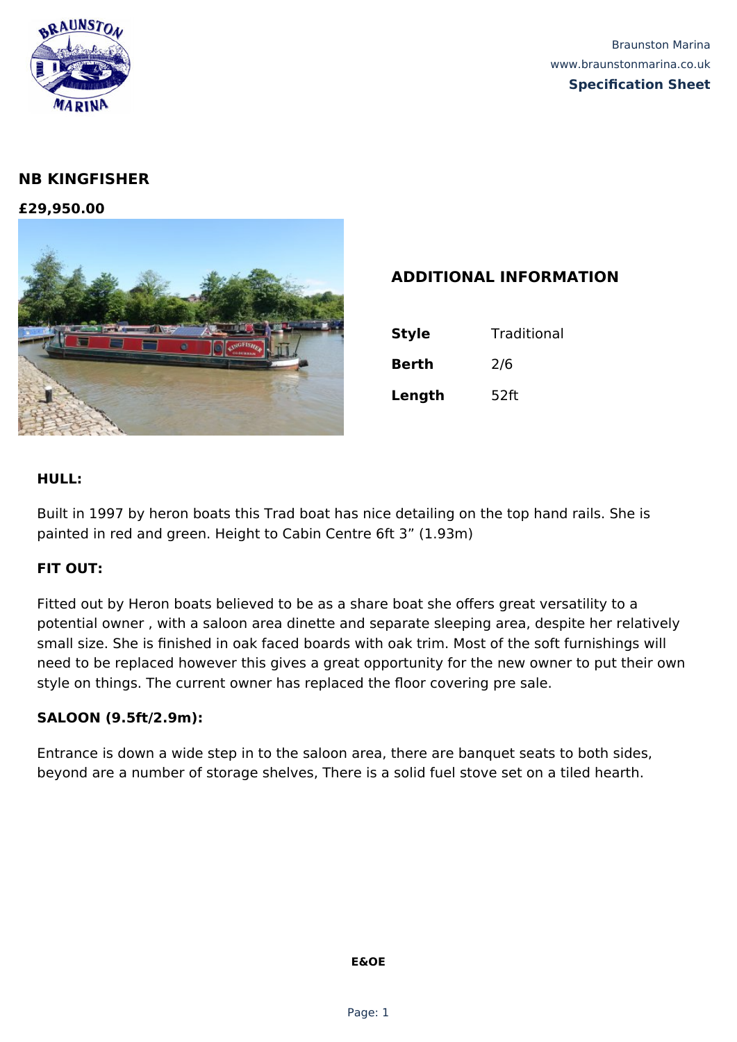## NB KINGFISHER

**£29,950.00**

## ADDITIONAL INFORMATION

| | |
|---|---|
| **Style** | Traditional |
| **Berth** | 2/6 |
| **Length** | 52ft |

### HULL:

Built in 1997 by heron boats this Trad boat has nice detailing on the top hand rails. She is painted in red and green. Height to Cabin Centre 6ft 3” (1.93m)

### FIT OUT:

Fitted out by Heron boats believed to be as a share boat she offers great versatility to a potential owner , with a saloon area dinette and separate sleeping area, despite her relatively small size. She is finished in oak faced boards with oak trim. Most of the soft furnishings will need to be replaced however this gives a great opportunity for the new owner to put their own style on things. The current owner has replaced the floor covering pre sale.

### SALOON (9.5ft/2.9m):

Entrance is down a wide step in to the saloon area, there are banquet seats to both sides, beyond are a number of storage shelves, There is a solid fuel stove set on a tiled hearth.

**E&OE**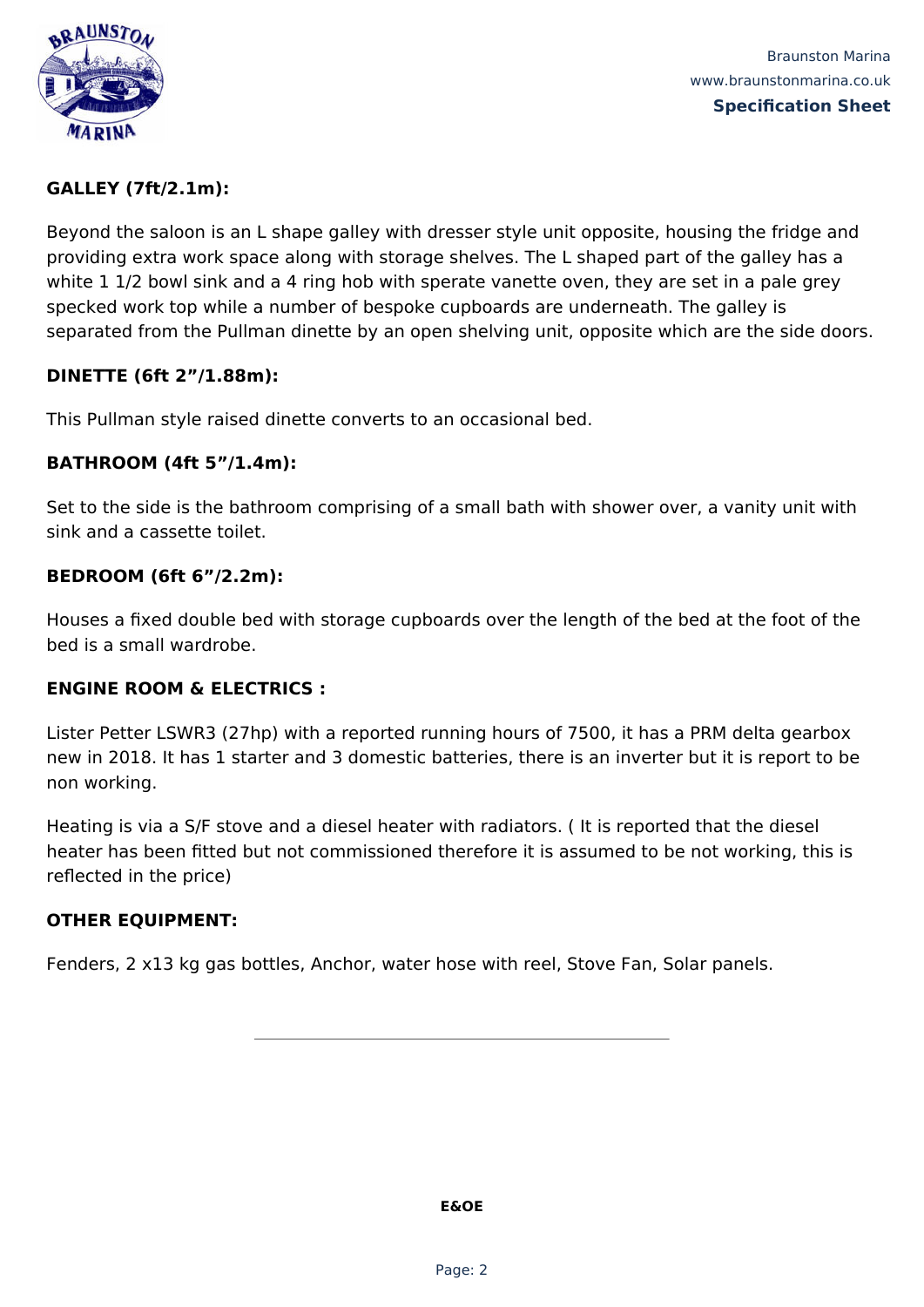**GALLEY (7ft/2.1m):**

Beyond the saloon is an L shape galley with dresser style unit opposite, housing the fridge and providing extra work space along with storage shelves. The L shaped part of the galley has a white 1 1/2 bowl sink and a 4 ring hob with sperate vanette oven, they are set in a pale grey specked work top while a number of bespoke cupboards are underneath. The galley is separated from the Pullman dinette by an open shelving unit, opposite which are the side doors.

**DINETTE (6ft 2”/1.88m):**

This Pullman style raised dinette converts to an occasional bed.

**BATHROOM (4ft 5”/1.4m):**

Set to the side is the bathroom comprising of a small bath with shower over, a vanity unit with sink and a cassette toilet.

**BEDROOM (6ft 6”/2.2m):**

Houses a fixed double bed with storage cupboards over the length of the bed at the foot of the bed is a small wardrobe.

**ENGINE ROOM & ELECTRICS :**

Lister Petter LSWR3 (27hp) with a reported running hours of 7500, it has a PRM delta gearbox new in 2018. It has 1 starter and 3 domestic batteries, there is an inverter but it is report to be non working.

Heating is via a S/F stove and a diesel heater with radiators. ( It is reported that the diesel heater has been fitted but not commissioned therefore it is assumed to be not working, this is reflected in the price)

**OTHER EQUIPMENT:**

Fenders, 2 x13 kg gas bottles, Anchor, water hose with reel, Stove Fan, Solar panels.

---

**E&OE**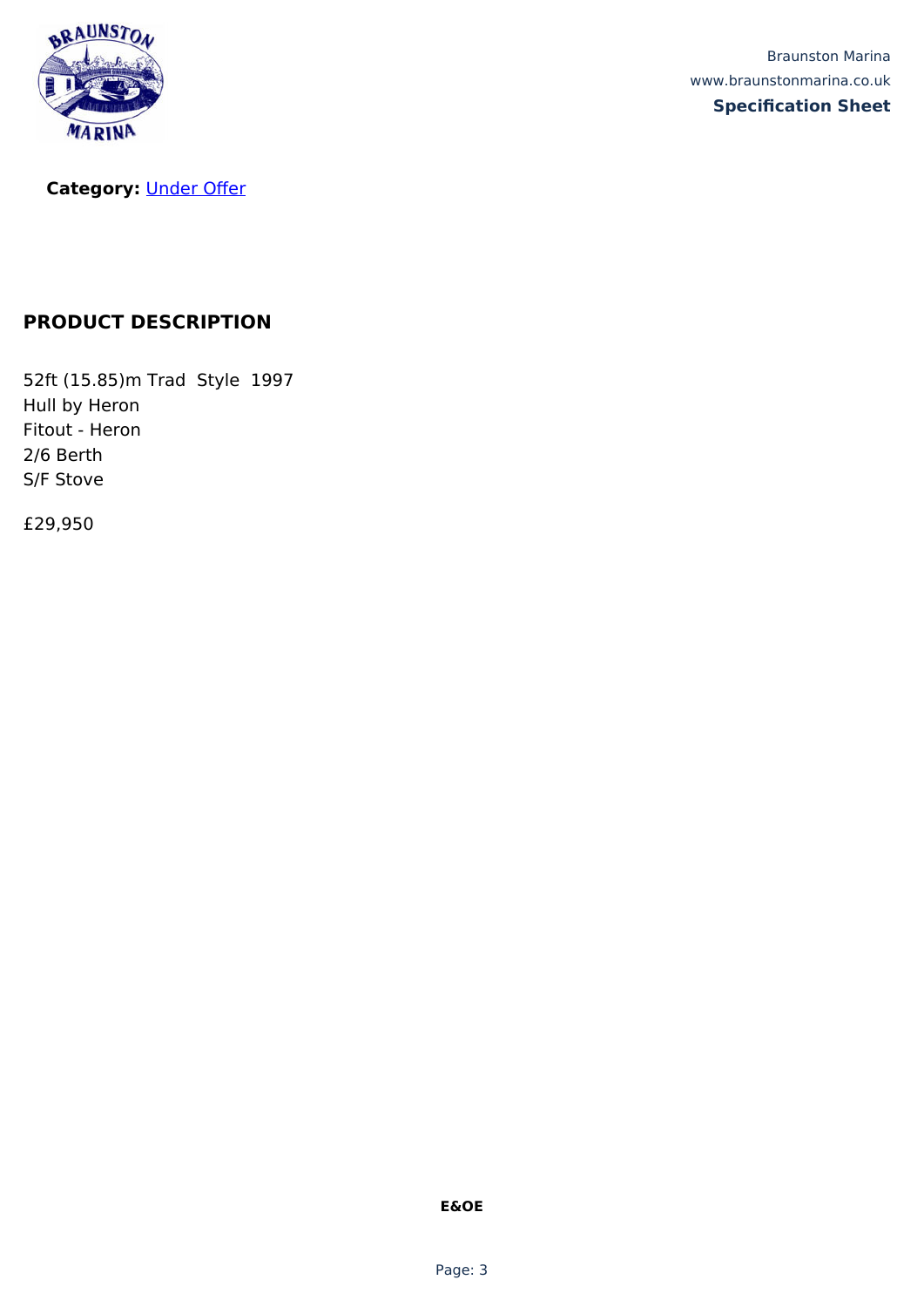**Category:** Under Offer

## PRODUCT DESCRIPTION

52ft (15.85)m Trad Style 1997
Hull by Heron
Fitout - Heron
2/6 Berth
S/F Stove

£29,950

**E&OE**